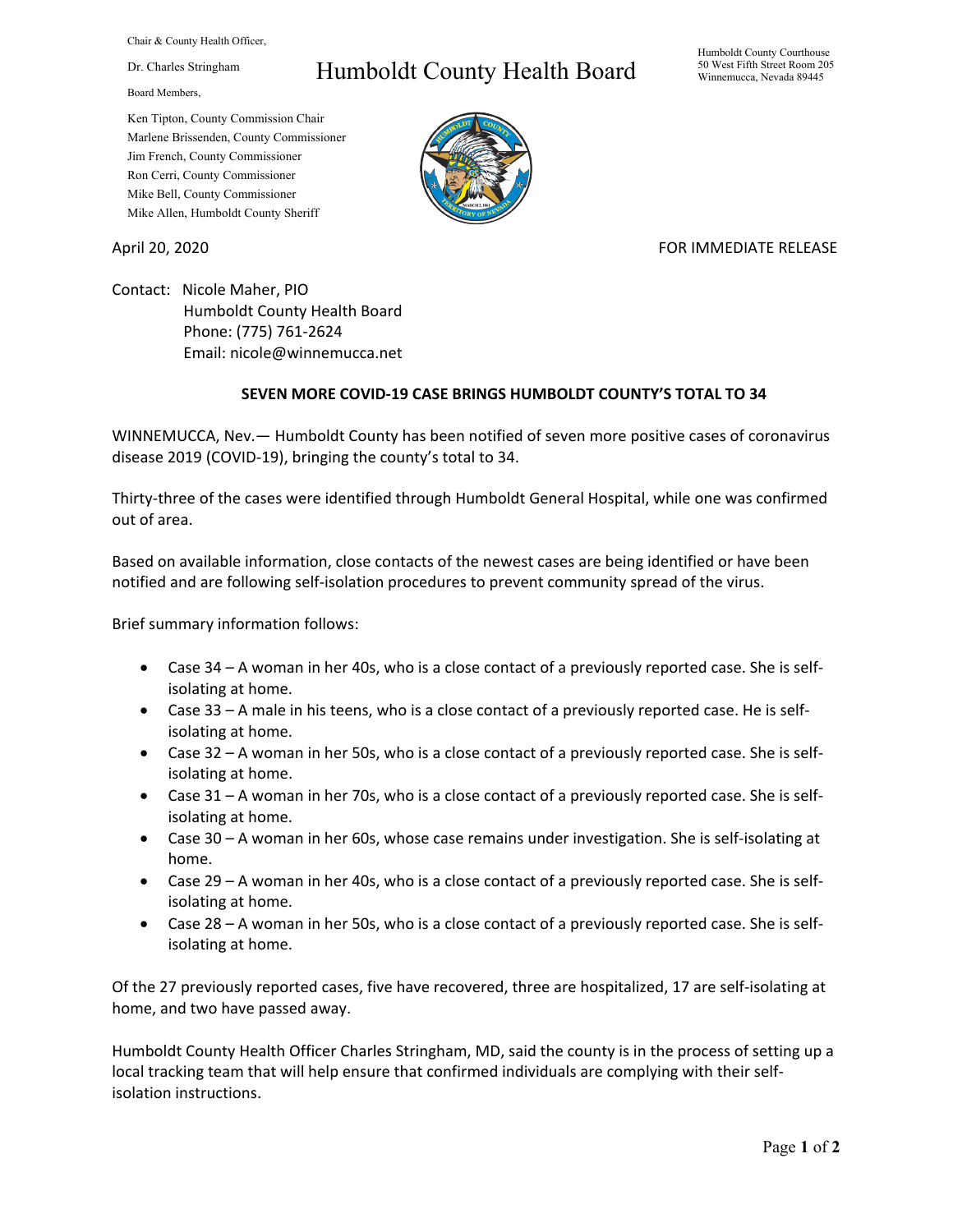Chair & County Health Officer,

Dr. Charles Stringham

# Humboldt County Health Board

Humboldt County Courthouse
50 West Fifth Street Room 205
Winnemucca, Nevada 89445

Board Members,

Ken Tipton, County Commission Chair
Marlene Brissenden, County Commissioner
Jim French, County Commissioner
Ron Cerri, County Commissioner
Mike Bell, County Commissioner
Mike Allen, Humboldt County Sheriff

April 20, 2020

FOR IMMEDIATE RELEASE

Contact: Nicole Maher, PIO
Humboldt County Health Board
Phone: (775) 761-2624
Email: nicole@winnemucca.net

**SEVEN MORE COVID-19 CASE BRINGS HUMBOLDT COUNTY'S TOTAL TO 34**

WINNEMUCCA, Nev.— Humboldt County has been notified of seven more positive cases of coronavirus disease 2019 (COVID-19), bringing the county's total to 34.

Thirty-three of the cases were identified through Humboldt General Hospital, while one was confirmed out of area.

Based on available information, close contacts of the newest cases are being identified or have been notified and are following self-isolation procedures to prevent community spread of the virus.

Brief summary information follows:

- Case 34 – A woman in her 40s, who is a close contact of a previously reported case. She is self-isolating at home.
- Case 33 – A male in his teens, who is a close contact of a previously reported case. He is self-isolating at home.
- Case 32 – A woman in her 50s, who is a close contact of a previously reported case. She is self-isolating at home.
- Case 31 – A woman in her 70s, who is a close contact of a previously reported case. She is self-isolating at home.
- Case 30 – A woman in her 60s, whose case remains under investigation. She is self-isolating at home.
- Case 29 – A woman in her 40s, who is a close contact of a previously reported case. She is self-isolating at home.
- Case 28 – A woman in her 50s, who is a close contact of a previously reported case. She is self-isolating at home.

Of the 27 previously reported cases, five have recovered, three are hospitalized, 17 are self-isolating at home, and two have passed away.

Humboldt County Health Officer Charles Stringham, MD, said the county is in the process of setting up a local tracking team that will help ensure that confirmed individuals are complying with their self-isolation instructions.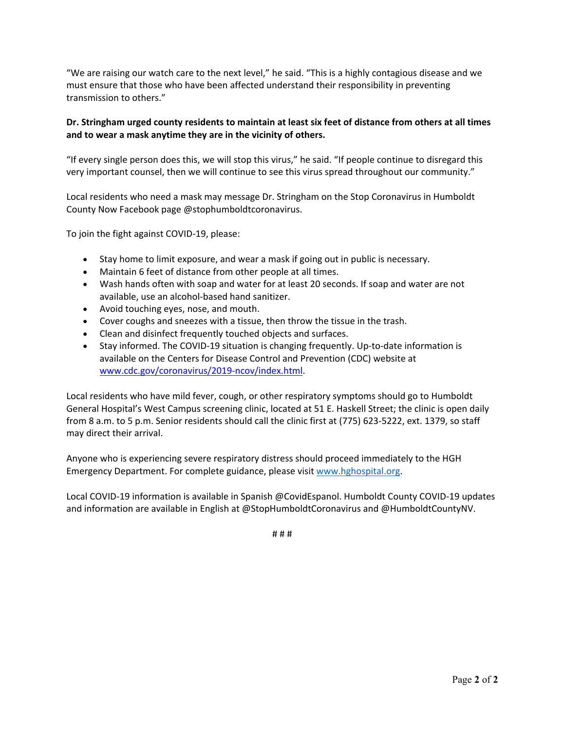"We are raising our watch care to the next level," he said. "This is a highly contagious disease and we must ensure that those who have been affected understand their responsibility in preventing transmission to others."

**Dr. Stringham urged county residents to maintain at least six feet of distance from others at all times and to wear a mask anytime they are in the vicinity of others.**

"If every single person does this, we will stop this virus," he said. "If people continue to disregard this very important counsel, then we will continue to see this virus spread throughout our community."

Local residents who need a mask may message Dr. Stringham on the Stop Coronavirus in Humboldt County Now Facebook page @stophumboldtcoronavirus.

To join the fight against COVID-19, please:

- Stay home to limit exposure, and wear a mask if going out in public is necessary.
- Maintain 6 feet of distance from other people at all times.
- Wash hands often with soap and water for at least 20 seconds. If soap and water are not available, use an alcohol-based hand sanitizer.
- Avoid touching eyes, nose, and mouth.
- Cover coughs and sneezes with a tissue, then throw the tissue in the trash.
- Clean and disinfect frequently touched objects and surfaces.
- Stay informed. The COVID-19 situation is changing frequently. Up-to-date information is available on the Centers for Disease Control and Prevention (CDC) website at [www.cdc.gov/coronavirus/2019-ncov/index.html](www.cdc.gov/coronavirus/2019-ncov/index.html).

Local residents who have mild fever, cough, or other respiratory symptoms should go to Humboldt General Hospital's West Campus screening clinic, located at 51 E. Haskell Street; the clinic is open daily from 8 a.m. to 5 p.m. Senior residents should call the clinic first at (775) 623-5222, ext. 1379, so staff may direct their arrival.

Anyone who is experiencing severe respiratory distress should proceed immediately to the HGH Emergency Department. For complete guidance, please visit [www.hghospital.org](www.hghospital.org).

Local COVID-19 information is available in Spanish @CovidEspanol. Humboldt County COVID-19 updates and information are available in English at @StopHumboldtCoronavirus and @HumboldtCountyNV.

# # #